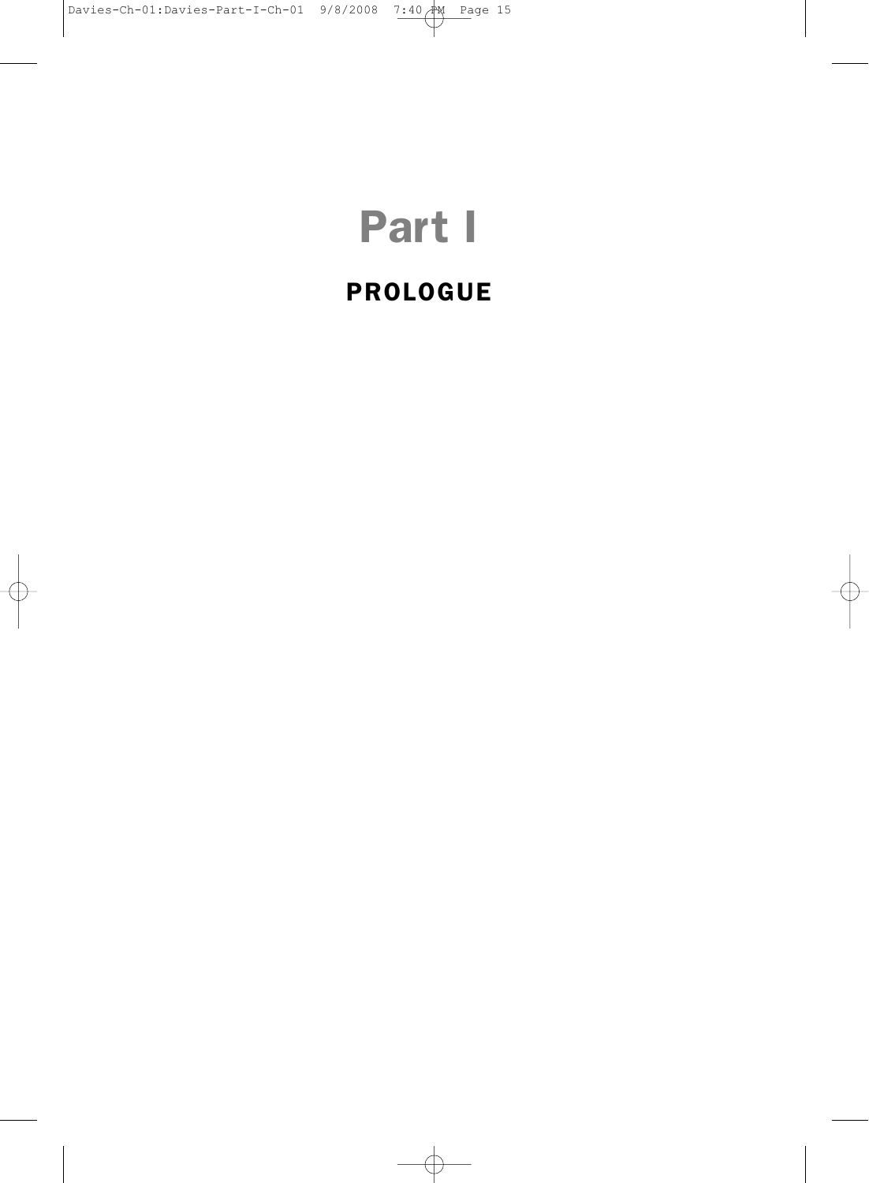# Part I

## PROLOGUE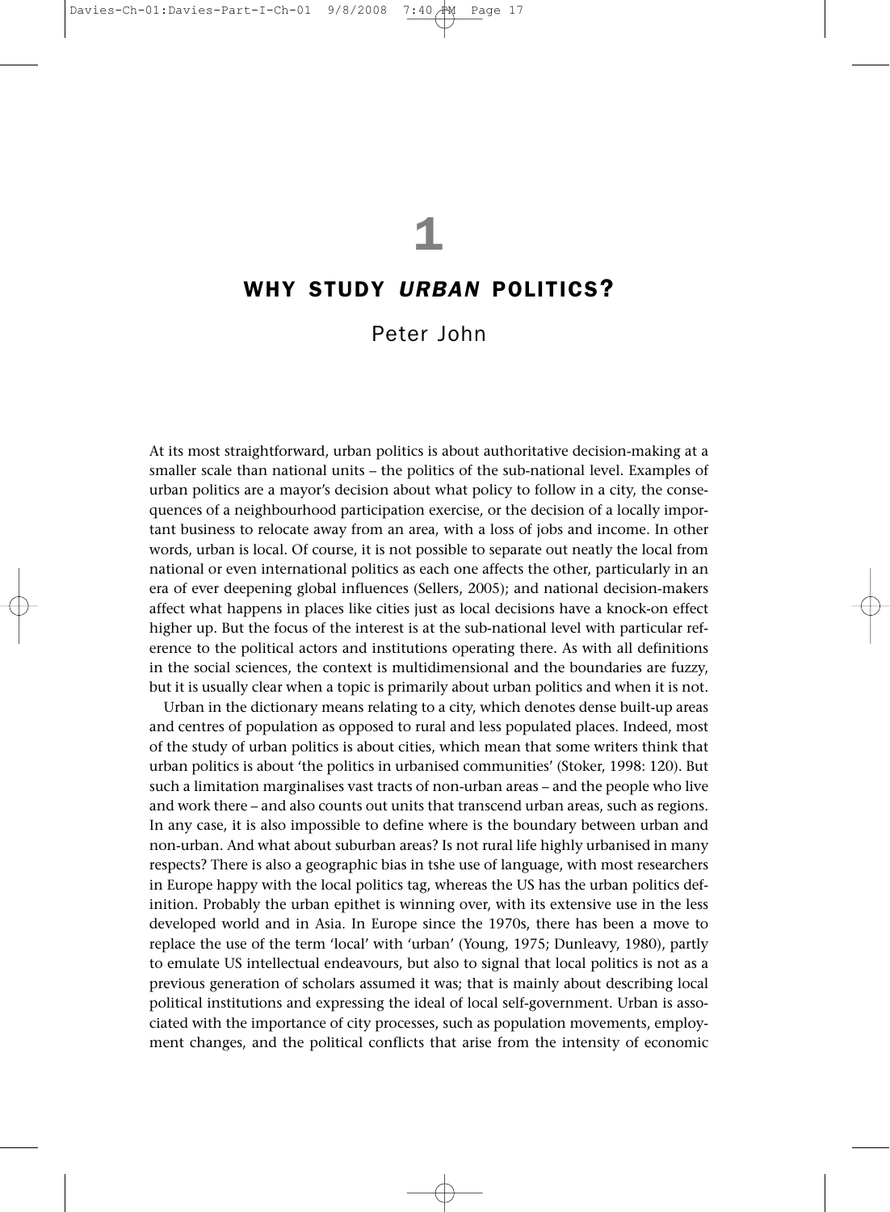# 1

# WHY STUDY *URBAN* POLITICS?

## Peter John

At its most straightforward, urban politics is about authoritative decision-making at a smaller scale than national units – the politics of the sub-national level. Examples of urban politics are a mayor's decision about what policy to follow in a city, the consequences of a neighbourhood participation exercise, or the decision of a locally important business to relocate away from an area, with a loss of jobs and income. In other words, urban is local. Of course, it is not possible to separate out neatly the local from national or even international politics as each one affects the other, particularly in an era of ever deepening global influences (Sellers, 2005); and national decision-makers affect what happens in places like cities just as local decisions have a knock-on effect higher up. But the focus of the interest is at the sub-national level with particular reference to the political actors and institutions operating there. As with all definitions in the social sciences, the context is multidimensional and the boundaries are fuzzy, but it is usually clear when a topic is primarily about urban politics and when it is not.

Urban in the dictionary means relating to a city, which denotes dense built-up areas and centres of population as opposed to rural and less populated places. Indeed, most of the study of urban politics is about cities, which mean that some writers think that urban politics is about 'the politics in urbanised communities' (Stoker, 1998: 120). But such a limitation marginalises vast tracts of non-urban areas – and the people who live and work there – and also counts out units that transcend urban areas, such as regions. In any case, it is also impossible to define where is the boundary between urban and non-urban. And what about suburban areas? Is not rural life highly urbanised in many respects? There is also a geographic bias in tshe use of language, with most researchers in Europe happy with the local politics tag, whereas the US has the urban politics definition. Probably the urban epithet is winning over, with its extensive use in the less developed world and in Asia. In Europe since the 1970s, there has been a move to replace the use of the term 'local' with 'urban' (Young, 1975; Dunleavy, 1980), partly to emulate US intellectual endeavours, but also to signal that local politics is not as a previous generation of scholars assumed it was; that is mainly about describing local political institutions and expressing the ideal of local self-government. Urban is associated with the importance of city processes, such as population movements, employment changes, and the political conflicts that arise from the intensity of economic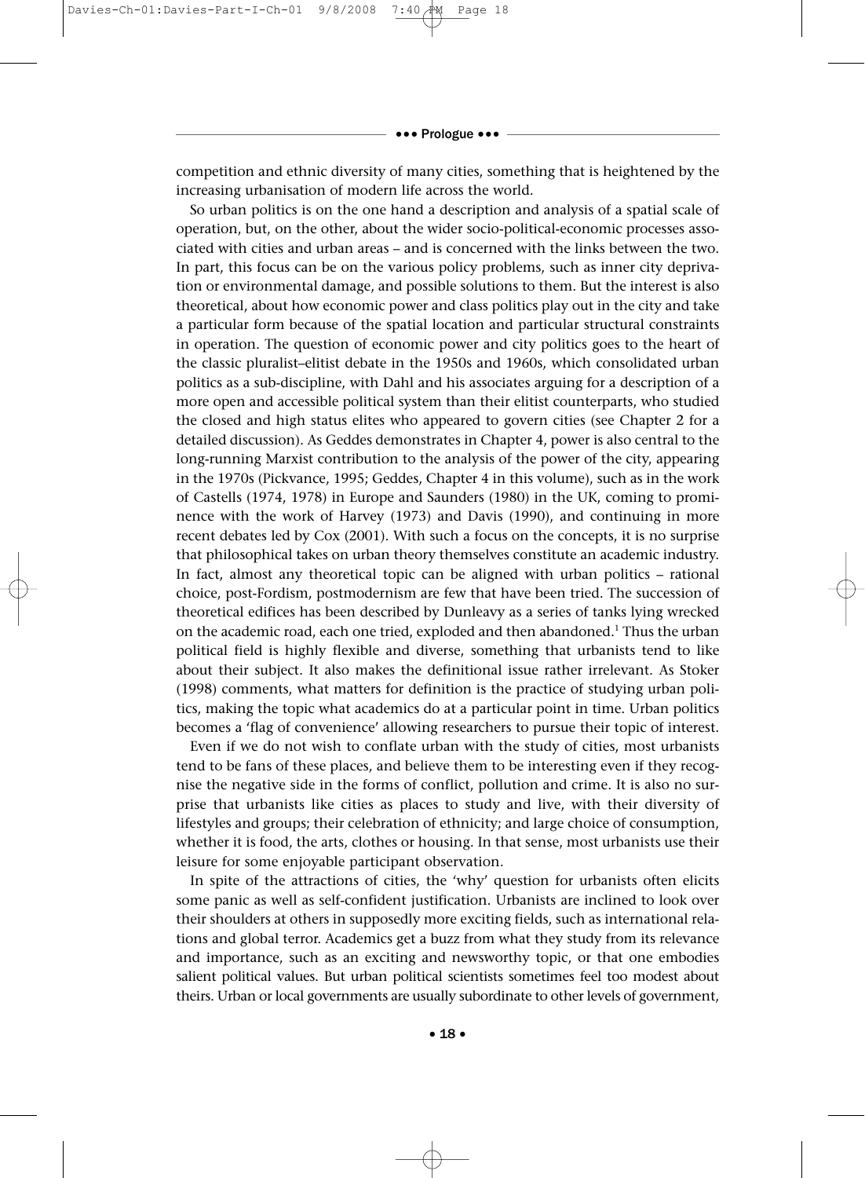competition and ethnic diversity of many cities, something that is heightened by the increasing urbanisation of modern life across the world.

So urban politics is on the one hand a description and analysis of a spatial scale of operation, but, on the other, about the wider socio-political-economic processes associated with cities and urban areas – and is concerned with the links between the two. In part, this focus can be on the various policy problems, such as inner city deprivation or environmental damage, and possible solutions to them. But the interest is also theoretical, about how economic power and class politics play out in the city and take a particular form because of the spatial location and particular structural constraints in operation. The question of economic power and city politics goes to the heart of the classic pluralist–elitist debate in the 1950s and 1960s, which consolidated urban politics as a sub-discipline, with Dahl and his associates arguing for a description of a more open and accessible political system than their elitist counterparts, who studied the closed and high status elites who appeared to govern cities (see Chapter 2 for a detailed discussion). As Geddes demonstrates in Chapter 4, power is also central to the long-running Marxist contribution to the analysis of the power of the city, appearing in the 1970s (Pickvance, 1995; Geddes, Chapter 4 in this volume), such as in the work of Castells (1974, 1978) in Europe and Saunders (1980) in the UK, coming to prominence with the work of Harvey (1973) and Davis (1990), and continuing in more recent debates led by Cox (2001). With such a focus on the concepts, it is no surprise that philosophical takes on urban theory themselves constitute an academic industry. In fact, almost any theoretical topic can be aligned with urban politics – rational choice, post-Fordism, postmodernism are few that have been tried. The succession of theoretical edifices has been described by Dunleavy as a series of tanks lying wrecked on the academic road, each one tried, exploded and then abandoned.[1] Thus the urban political field is highly flexible and diverse, something that urbanists tend to like about their subject. It also makes the definitional issue rather irrelevant. As Stoker (1998) comments, what matters for definition is the practice of studying urban politics, making the topic what academics do at a particular point in time. Urban politics becomes a 'flag of convenience' allowing researchers to pursue their topic of interest.

Even if we do not wish to conflate urban with the study of cities, most urbanists tend to be fans of these places, and believe them to be interesting even if they recognise the negative side in the forms of conflict, pollution and crime. It is also no surprise that urbanists like cities as places to study and live, with their diversity of lifestyles and groups; their celebration of ethnicity; and large choice of consumption, whether it is food, the arts, clothes or housing. In that sense, most urbanists use their leisure for some enjoyable participant observation.

In spite of the attractions of cities, the 'why' question for urbanists often elicits some panic as well as self-confident justification. Urbanists are inclined to look over their shoulders at others in supposedly more exciting fields, such as international relations and global terror. Academics get a buzz from what they study from its relevance and importance, such as an exciting and newsworthy topic, or that one embodies salient political values. But urban political scientists sometimes feel too modest about theirs. Urban or local governments are usually subordinate to other levels of government,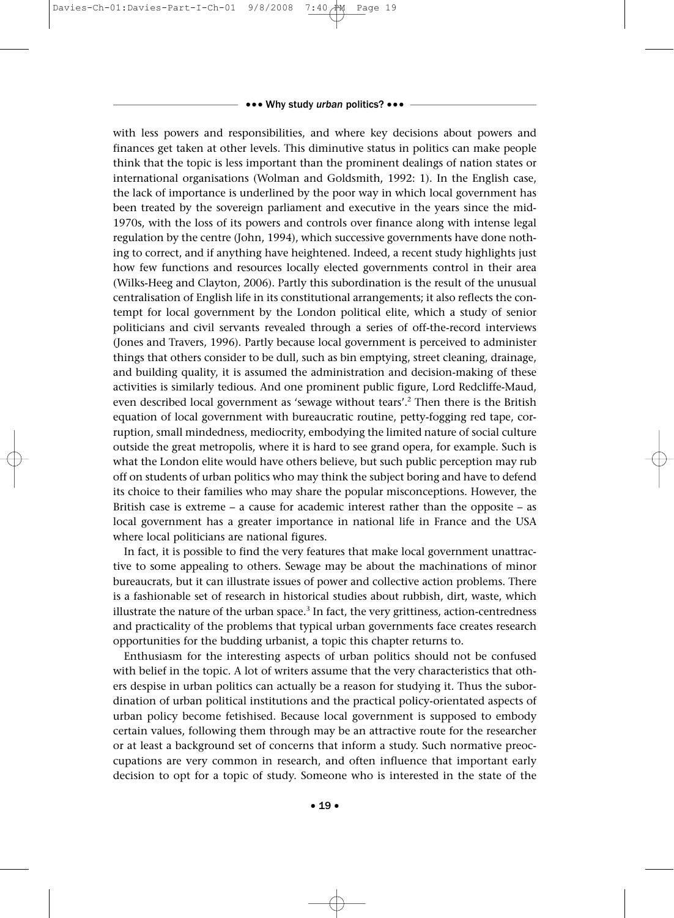with less powers and responsibilities, and where key decisions about powers and finances get taken at other levels. This diminutive status in politics can make people think that the topic is less important than the prominent dealings of nation states or international organisations (Wolman and Goldsmith, 1992: 1). In the English case, the lack of importance is underlined by the poor way in which local government has been treated by the sovereign parliament and executive in the years since the mid-1970s, with the loss of its powers and controls over finance along with intense legal regulation by the centre (John, 1994), which successive governments have done nothing to correct, and if anything have heightened. Indeed, a recent study highlights just how few functions and resources locally elected governments control in their area (Wilks-Heeg and Clayton, 2006). Partly this subordination is the result of the unusual centralisation of English life in its constitutional arrangements; it also reflects the contempt for local government by the London political elite, which a study of senior politicians and civil servants revealed through a series of off-the-record interviews (Jones and Travers, 1996). Partly because local government is perceived to administer things that others consider to be dull, such as bin emptying, street cleaning, drainage, and building quality, it is assumed the administration and decision-making of these activities is similarly tedious. And one prominent public figure, Lord Redcliffe-Maud, even described local government as 'sewage without tears'.[2] Then there is the British equation of local government with bureaucratic routine, petty-fogging red tape, corruption, small mindedness, mediocrity, embodying the limited nature of social culture outside the great metropolis, where it is hard to see grand opera, for example. Such is what the London elite would have others believe, but such public perception may rub off on students of urban politics who may think the subject boring and have to defend its choice to their families who may share the popular misconceptions. However, the British case is extreme – a cause for academic interest rather than the opposite – as local government has a greater importance in national life in France and the USA where local politicians are national figures.

In fact, it is possible to find the very features that make local government unattractive to some appealing to others. Sewage may be about the machinations of minor bureaucrats, but it can illustrate issues of power and collective action problems. There is a fashionable set of research in historical studies about rubbish, dirt, waste, which illustrate the nature of the urban space.[3] In fact, the very grittiness, action-centredness and practicality of the problems that typical urban governments face creates research opportunities for the budding urbanist, a topic this chapter returns to.

Enthusiasm for the interesting aspects of urban politics should not be confused with belief in the topic. A lot of writers assume that the very characteristics that others despise in urban politics can actually be a reason for studying it. Thus the subordination of urban political institutions and the practical policy-orientated aspects of urban policy become fetishised. Because local government is supposed to embody certain values, following them through may be an attractive route for the researcher or at least a background set of concerns that inform a study. Such normative preoccupations are very common in research, and often influence that important early decision to opt for a topic of study. Someone who is interested in the state of the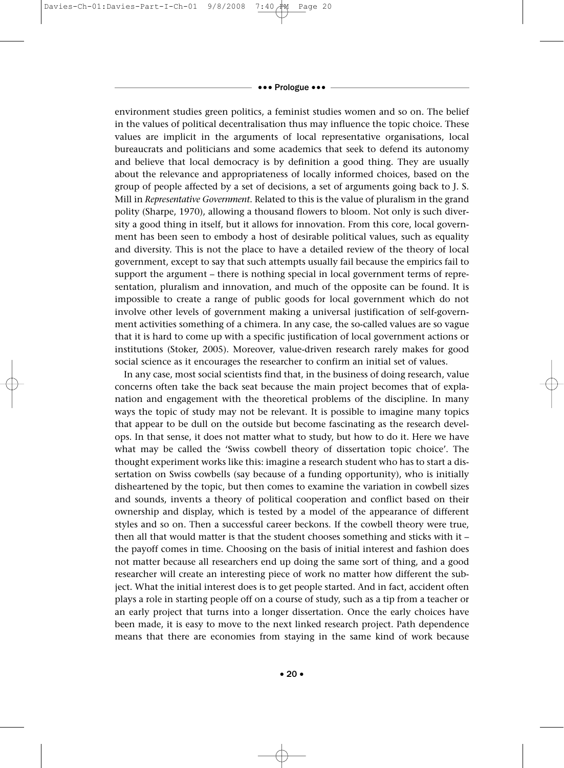environment studies green politics, a feminist studies women and so on. The belief in the values of political decentralisation thus may influence the topic choice. These values are implicit in the arguments of local representative organisations, local bureaucrats and politicians and some academics that seek to defend its autonomy and believe that local democracy is by definition a good thing. They are usually about the relevance and appropriateness of locally informed choices, based on the group of people affected by a set of decisions, a set of arguments going back to J. S. Mill in *Representative Government*. Related to this is the value of pluralism in the grand polity (Sharpe, 1970), allowing a thousand flowers to bloom. Not only is such diversity a good thing in itself, but it allows for innovation. From this core, local government has been seen to embody a host of desirable political values, such as equality and diversity. This is not the place to have a detailed review of the theory of local government, except to say that such attempts usually fail because the empirics fail to support the argument – there is nothing special in local government terms of representation, pluralism and innovation, and much of the opposite can be found. It is impossible to create a range of public goods for local government which do not involve other levels of government making a universal justification of self-government activities something of a chimera. In any case, the so-called values are so vague that it is hard to come up with a specific justification of local government actions or institutions (Stoker, 2005). Moreover, value-driven research rarely makes for good social science as it encourages the researcher to confirm an initial set of values.

In any case, most social scientists find that, in the business of doing research, value concerns often take the back seat because the main project becomes that of explanation and engagement with the theoretical problems of the discipline. In many ways the topic of study may not be relevant. It is possible to imagine many topics that appear to be dull on the outside but become fascinating as the research develops. In that sense, it does not matter what to study, but how to do it. Here we have what may be called the 'Swiss cowbell theory of dissertation topic choice'. The thought experiment works like this: imagine a research student who has to start a dissertation on Swiss cowbells (say because of a funding opportunity), who is initially disheartened by the topic, but then comes to examine the variation in cowbell sizes and sounds, invents a theory of political cooperation and conflict based on their ownership and display, which is tested by a model of the appearance of different styles and so on. Then a successful career beckons. If the cowbell theory were true, then all that would matter is that the student chooses something and sticks with it – the payoff comes in time. Choosing on the basis of initial interest and fashion does not matter because all researchers end up doing the same sort of thing, and a good researcher will create an interesting piece of work no matter how different the subject. What the initial interest does is to get people started. And in fact, accident often plays a role in starting people off on a course of study, such as a tip from a teacher or an early project that turns into a longer dissertation. Once the early choices have been made, it is easy to move to the next linked research project. Path dependence means that there are economies from staying in the same kind of work because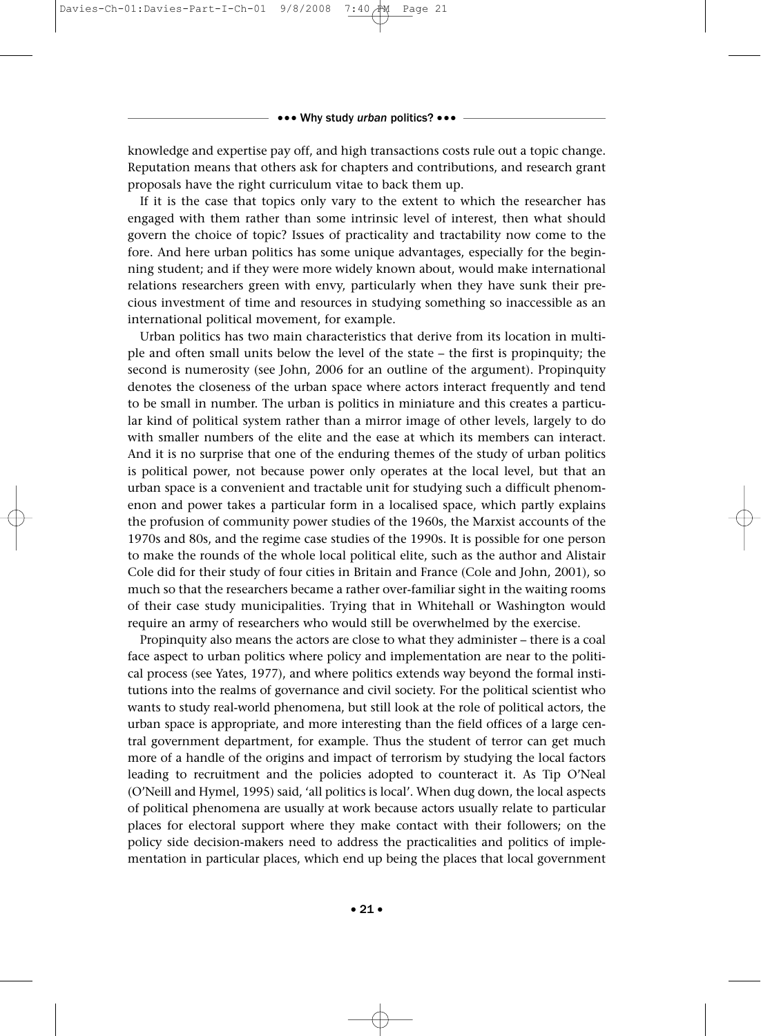knowledge and expertise pay off, and high transactions costs rule out a topic change. Reputation means that others ask for chapters and contributions, and research grant proposals have the right curriculum vitae to back them up.

If it is the case that topics only vary to the extent to which the researcher has engaged with them rather than some intrinsic level of interest, then what should govern the choice of topic? Issues of practicality and tractability now come to the fore. And here urban politics has some unique advantages, especially for the beginning student; and if they were more widely known about, would make international relations researchers green with envy, particularly when they have sunk their precious investment of time and resources in studying something so inaccessible as an international political movement, for example.

Urban politics has two main characteristics that derive from its location in multiple and often small units below the level of the state – the first is propinquity; the second is numerosity (see John, 2006 for an outline of the argument). Propinquity denotes the closeness of the urban space where actors interact frequently and tend to be small in number. The urban is politics in miniature and this creates a particular kind of political system rather than a mirror image of other levels, largely to do with smaller numbers of the elite and the ease at which its members can interact. And it is no surprise that one of the enduring themes of the study of urban politics is political power, not because power only operates at the local level, but that an urban space is a convenient and tractable unit for studying such a difficult phenomenon and power takes a particular form in a localised space, which partly explains the profusion of community power studies of the 1960s, the Marxist accounts of the 1970s and 80s, and the regime case studies of the 1990s. It is possible for one person to make the rounds of the whole local political elite, such as the author and Alistair Cole did for their study of four cities in Britain and France (Cole and John, 2001), so much so that the researchers became a rather over-familiar sight in the waiting rooms of their case study municipalities. Trying that in Whitehall or Washington would require an army of researchers who would still be overwhelmed by the exercise.

Propinquity also means the actors are close to what they administer – there is a coal face aspect to urban politics where policy and implementation are near to the political process (see Yates, 1977), and where politics extends way beyond the formal institutions into the realms of governance and civil society. For the political scientist who wants to study real-world phenomena, but still look at the role of political actors, the urban space is appropriate, and more interesting than the field offices of a large central government department, for example. Thus the student of terror can get much more of a handle of the origins and impact of terrorism by studying the local factors leading to recruitment and the policies adopted to counteract it. As Tip O'Neal (O'Neill and Hymel, 1995) said, 'all politics is local'. When dug down, the local aspects of political phenomena are usually at work because actors usually relate to particular places for electoral support where they make contact with their followers; on the policy side decision-makers need to address the practicalities and politics of implementation in particular places, which end up being the places that local government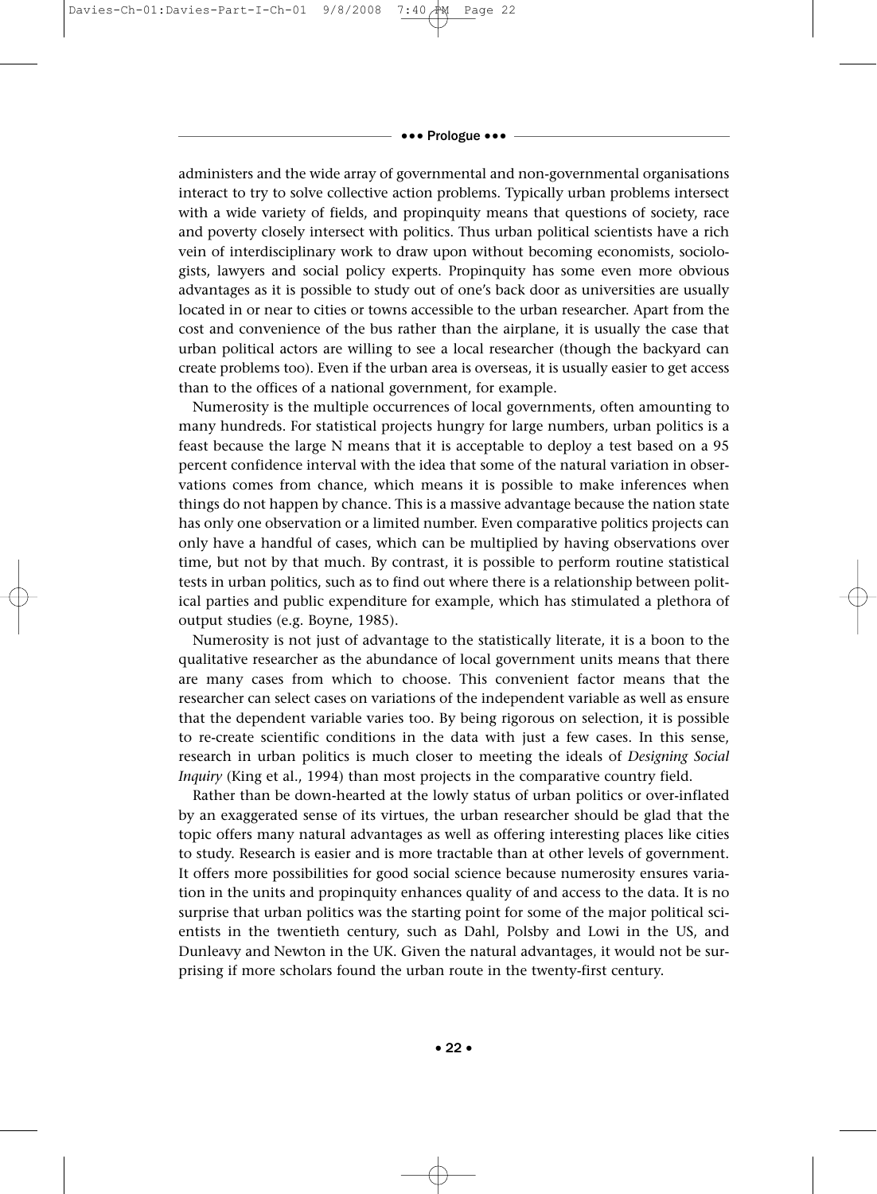administers and the wide array of governmental and non-governmental organisations interact to try to solve collective action problems. Typically urban problems intersect with a wide variety of fields, and propinquity means that questions of society, race and poverty closely intersect with politics. Thus urban political scientists have a rich vein of interdisciplinary work to draw upon without becoming economists, sociologists, lawyers and social policy experts. Propinquity has some even more obvious advantages as it is possible to study out of one's back door as universities are usually located in or near to cities or towns accessible to the urban researcher. Apart from the cost and convenience of the bus rather than the airplane, it is usually the case that urban political actors are willing to see a local researcher (though the backyard can create problems too). Even if the urban area is overseas, it is usually easier to get access than to the offices of a national government, for example.

Numerosity is the multiple occurrences of local governments, often amounting to many hundreds. For statistical projects hungry for large numbers, urban politics is a feast because the large N means that it is acceptable to deploy a test based on a 95 percent confidence interval with the idea that some of the natural variation in observations comes from chance, which means it is possible to make inferences when things do not happen by chance. This is a massive advantage because the nation state has only one observation or a limited number. Even comparative politics projects can only have a handful of cases, which can be multiplied by having observations over time, but not by that much. By contrast, it is possible to perform routine statistical tests in urban politics, such as to find out where there is a relationship between political parties and public expenditure for example, which has stimulated a plethora of output studies (e.g. Boyne, 1985).

Numerosity is not just of advantage to the statistically literate, it is a boon to the qualitative researcher as the abundance of local government units means that there are many cases from which to choose. This convenient factor means that the researcher can select cases on variations of the independent variable as well as ensure that the dependent variable varies too. By being rigorous on selection, it is possible to re-create scientific conditions in the data with just a few cases. In this sense, research in urban politics is much closer to meeting the ideals of *Designing Social Inquiry* (King et al., 1994) than most projects in the comparative country field.

Rather than be down-hearted at the lowly status of urban politics or over-inflated by an exaggerated sense of its virtues, the urban researcher should be glad that the topic offers many natural advantages as well as offering interesting places like cities to study. Research is easier and is more tractable than at other levels of government. It offers more possibilities for good social science because numerosity ensures variation in the units and propinquity enhances quality of and access to the data. It is no surprise that urban politics was the starting point for some of the major political scientists in the twentieth century, such as Dahl, Polsby and Lowi in the US, and Dunleavy and Newton in the UK. Given the natural advantages, it would not be surprising if more scholars found the urban route in the twenty-first century.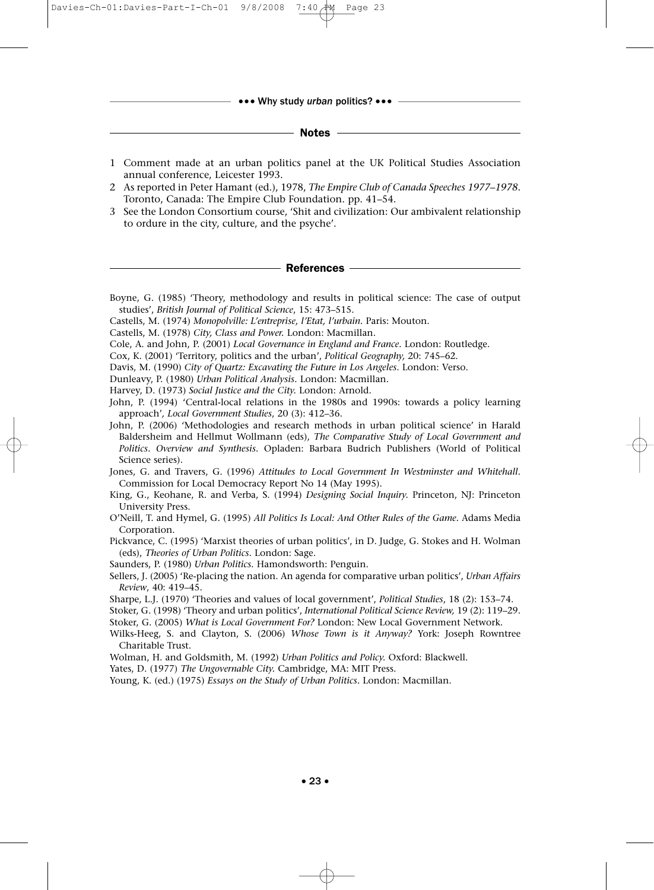## Notes

1. Comment made at an urban politics panel at the UK Political Studies Association annual conference, Leicester 1993.
2. As reported in Peter Hamant (ed.), 1978, *The Empire Club of Canada Speeches 1977–1978*. Toronto, Canada: The Empire Club Foundation. pp. 41–54.
3. See the London Consortium course, 'Shit and civilization: Our ambivalent relationship to ordure in the city, culture, and the psyche'.

## References

Boyne, G. (1985) 'Theory, methodology and results in political science: The case of output studies', *British Journal of Political Science*, 15: 473–515.

Castells, M. (1974) *Monopolville: L'entreprise, l'Etat, l'urbain*. Paris: Mouton.

Castells, M. (1978) *City, Class and Power*. London: Macmillan.

Cole, A. and John, P. (2001) *Local Governance in England and France*. London: Routledge.

Cox, K. (2001) 'Territory, politics and the urban', *Political Geography*, 20: 745–62.

Davis, M. (1990) *City of Quartz: Excavating the Future in Los Angeles*. London: Verso.

Dunleavy, P. (1980) *Urban Political Analysis*. London: Macmillan.

Harvey, D. (1973) *Social Justice and the City*. London: Arnold.

John, P. (1994) 'Central-local relations in the 1980s and 1990s: towards a policy learning approach', *Local Government Studies*, 20 (3): 412–36.

John, P. (2006) 'Methodologies and research methods in urban political science' in Harald Baldersheim and Hellmut Wollmann (eds), *The Comparative Study of Local Government and Politics. Overview and Synthesis*. Opladen: Barbara Budrich Publishers (World of Political Science series).

Jones, G. and Travers, G. (1996) *Attitudes to Local Government In Westminster and Whitehall*. Commission for Local Democracy Report No 14 (May 1995).

King, G., Keohane, R. and Verba, S. (1994) *Designing Social Inquiry*. Princeton, NJ: Princeton University Press.

O'Neill, T. and Hymel, G. (1995) *All Politics Is Local: And Other Rules of the Game*. Adams Media Corporation.

Pickvance, C. (1995) 'Marxist theories of urban politics', in D. Judge, G. Stokes and H. Wolman (eds), *Theories of Urban Politics*. London: Sage.

Saunders, P. (1980) *Urban Politics*. Hamondsworth: Penguin.

Sellers, J. (2005) 'Re-placing the nation. An agenda for comparative urban politics', *Urban Affairs Review*, 40: 419–45.

Sharpe, L.J. (1970) 'Theories and values of local government', *Political Studies*, 18 (2): 153–74.

Stoker, G. (1998) 'Theory and urban politics', *International Political Science Review*, 19 (2): 119–29.

Stoker, G. (2005) *What is Local Government For?* London: New Local Government Network.

Wilks-Heeg, S. and Clayton, S. (2006) *Whose Town is it Anyway?* York: Joseph Rowntree Charitable Trust.

Wolman, H. and Goldsmith, M. (1992) *Urban Politics and Policy*. Oxford: Blackwell.

Yates, D. (1977) *The Ungovernable City*. Cambridge, MA: MIT Press.

Young, K. (ed.) (1975) *Essays on the Study of Urban Politics*. London: Macmillan.